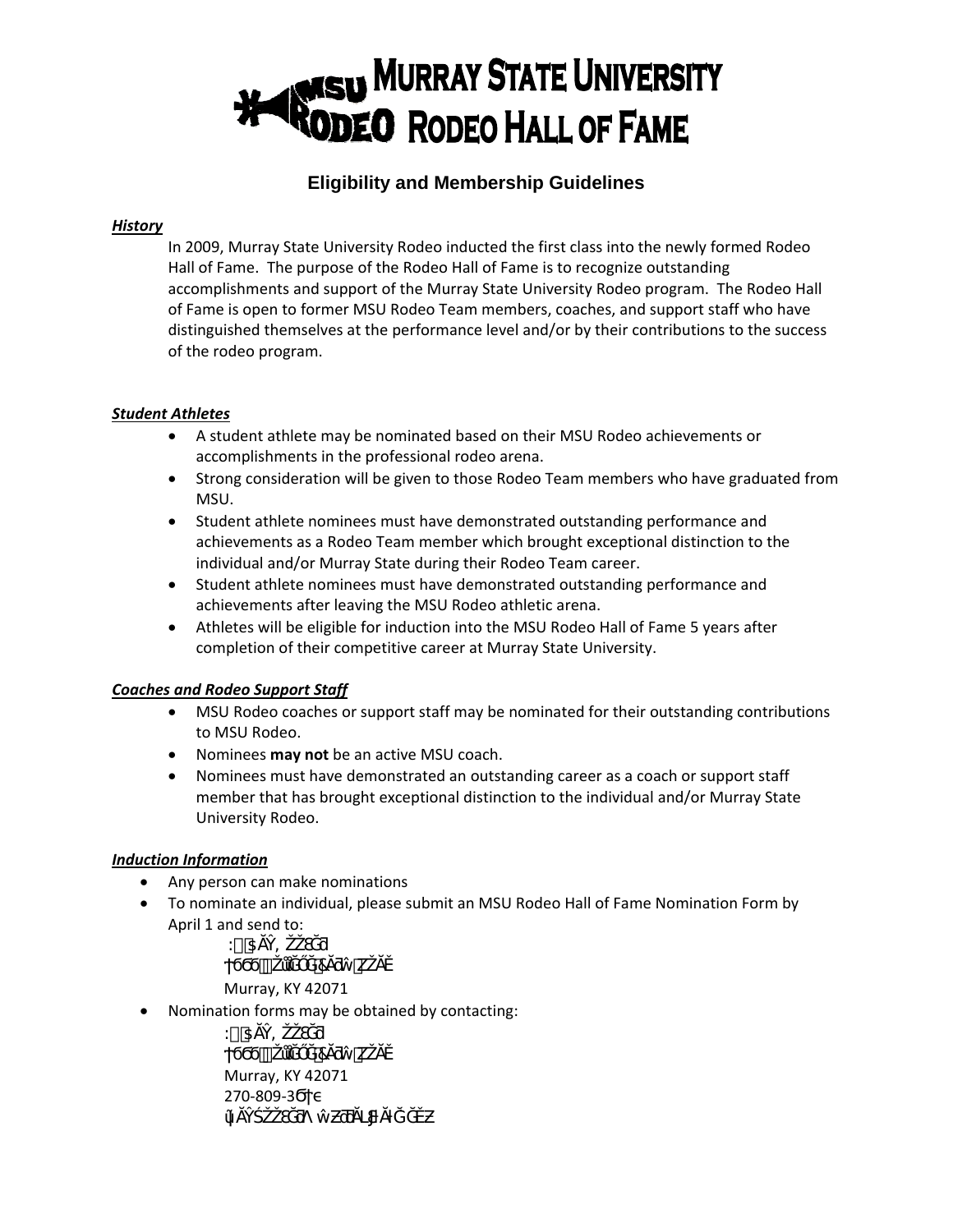# MURRAY STATE UNIVERSITY RODEO HALL OF FAME

## Eligibility and Membership Guidelines

***History***

In 2009, Murray State University Rodeo inducted the first class into the newly formed Rodeo Hall of Fame. The purpose of the Rodeo Hall of Fame is to recognize outstanding accomplishments and support of the Murray State University Rodeo program. The Rodeo Hall of Fame is open to former MSU Rodeo Team members, coaches, and support staff who have distinguished themselves at the performance level and/or by their contributions to the success of the rodeo program.

***Student Athletes***

- A student athlete may be nominated based on their MSU Rodeo achievements or accomplishments in the professional rodeo arena.
- Strong consideration will be given to those Rodeo Team members who have graduated from MSU.
- Student athlete nominees must have demonstrated outstanding performance and achievements as a Rodeo Team member which brought exceptional distinction to the individual and/or Murray State during their Rodeo Team career.
- Student athlete nominees must have demonstrated outstanding performance and achievements after leaving the MSU Rodeo athletic arena.
- Athletes will be eligible for induction into the MSU Rodeo Hall of Fame 5 years after completion of their competitive career at Murray State University.

***Coaches and Rodeo Support Staff***

- MSU Rodeo coaches or support staff may be nominated for their outstanding contributions to MSU Rodeo.
- Nominees **may not** be an active MSU coach.
- Nominees must have demonstrated an outstanding career as a coach or support staff member that has brought exceptional distinction to the individual and/or Murray State University Rodeo.

***Induction Information***

- Any person can make nominations
- To nominate an individual, please submit an MSU Rodeo Hall of Fame Nomination Form by April 1 and send to:

  :$ĂŶ,ŽŽƉĞƌ
  †ϲϲϲŽůůĞŐĞ&ĂƌŵZŽĂĚ
  Murray, KY 42071

- Nomination forms may be obtained by contacting:

  :$ĂŶ,ŽŽƉĞƌ
  †ϲϲϲŽůůĞŐĞ&ĂƌŵZŽĂĚ
  Murray, KY 42071
  270-809-3ϭ†€
  ũĂŚŽŽƉĞƌΛŵƵƌƌĂǇƐƚĂƚĞ͘ĞĚƵ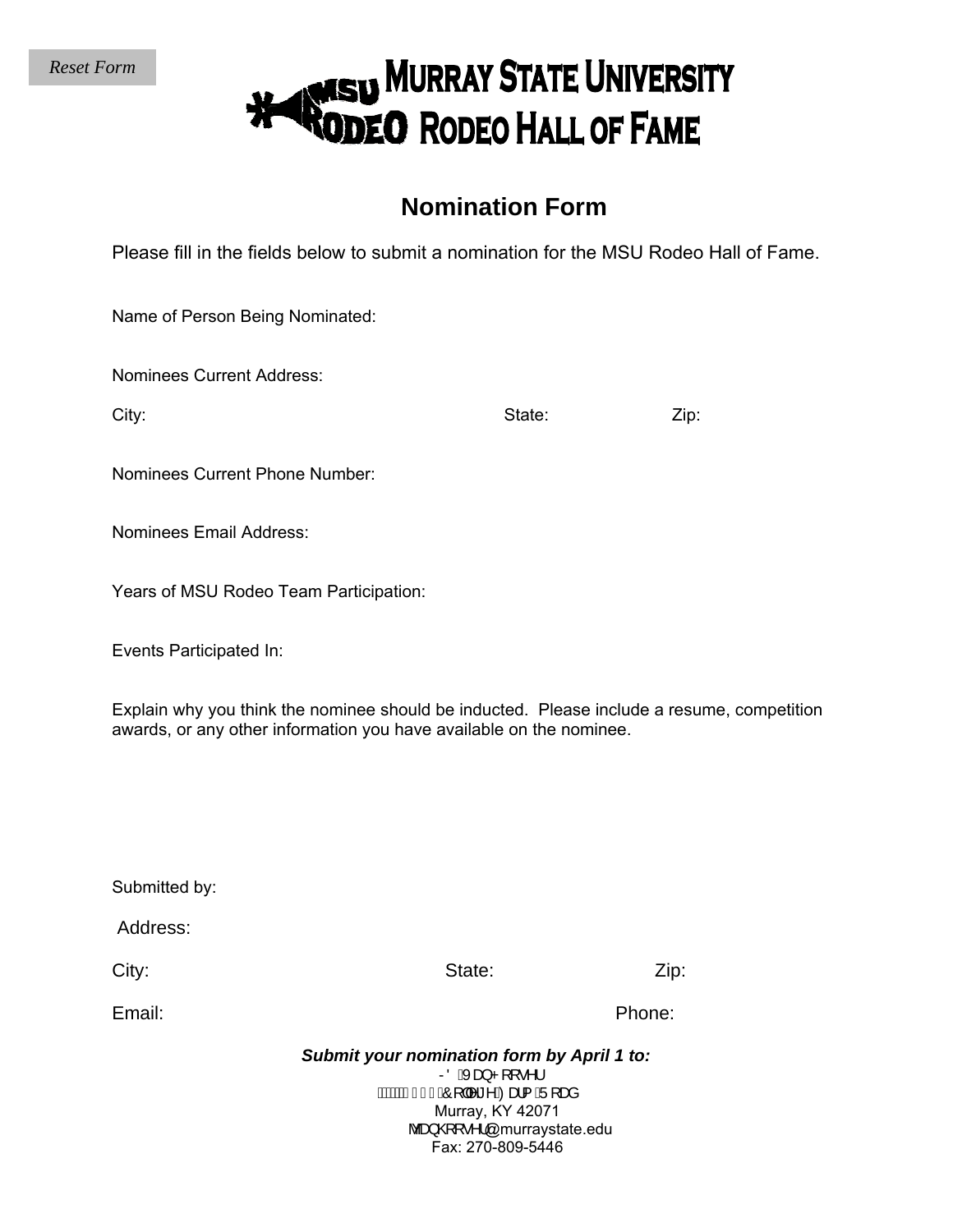Reset Form

# MSU RODEO Murray State University Rodeo Hall of Fame

## Nomination Form

Please fill in the fields below to submit a nomination for the MSU Rodeo Hall of Fame.

Name of Person Being Nominated:

Nominees Current Address:

City: State: Zip:

Nominees Current Phone Number:

Nominees Email Address:

Years of MSU Rodeo Team Participation:

Events Participated In:

Explain why you think the nominee should be inducted. Please include a resume, competition awards, or any other information you have available on the nominee.

Submitted by:

Address:

City: State: Zip:

Email: Phone:

***Submit your nomination form by April 1 to:***

JD VanHooser
College Farm Road
Murray, KY 42071
janhooser@murraystate.edu
Fax: 270-809-5446